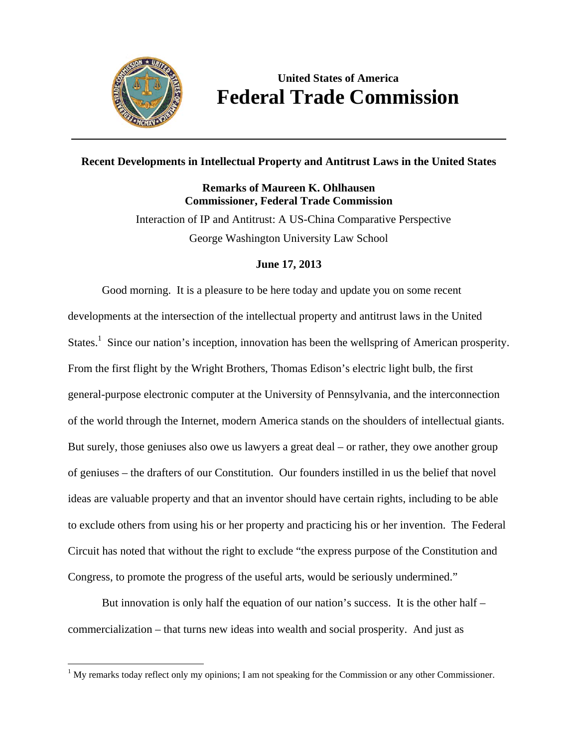**United States of America**
# Federal Trade Commission

---

## Recent Developments in Intellectual Property and Antitrust Laws in the United States

**Remarks of Maureen K. Ohlhausen**
**Commissioner, Federal Trade Commission**

Interaction of IP and Antitrust: A US-China Comparative Perspective

George Washington University Law School

**June 17, 2013**

Good morning. It is a pleasure to be here today and update you on some recent developments at the intersection of the intellectual property and antitrust laws in the United States.[1] Since our nation's inception, innovation has been the wellspring of American prosperity. From the first flight by the Wright Brothers, Thomas Edison's electric light bulb, the first general-purpose electronic computer at the University of Pennsylvania, and the interconnection of the world through the Internet, modern America stands on the shoulders of intellectual giants. But surely, those geniuses also owe us lawyers a great deal – or rather, they owe another group of geniuses – the drafters of our Constitution. Our founders instilled in us the belief that novel ideas are valuable property and that an inventor should have certain rights, including to be able to exclude others from using his or her property and practicing his or her invention. The Federal Circuit has noted that without the right to exclude "the express purpose of the Constitution and Congress, to promote the progress of the useful arts, would be seriously undermined."

But innovation is only half the equation of our nation's success. It is the other half – commercialization – that turns new ideas into wealth and social prosperity. And just as

---

[1] My remarks today reflect only my opinions; I am not speaking for the Commission or any other Commissioner.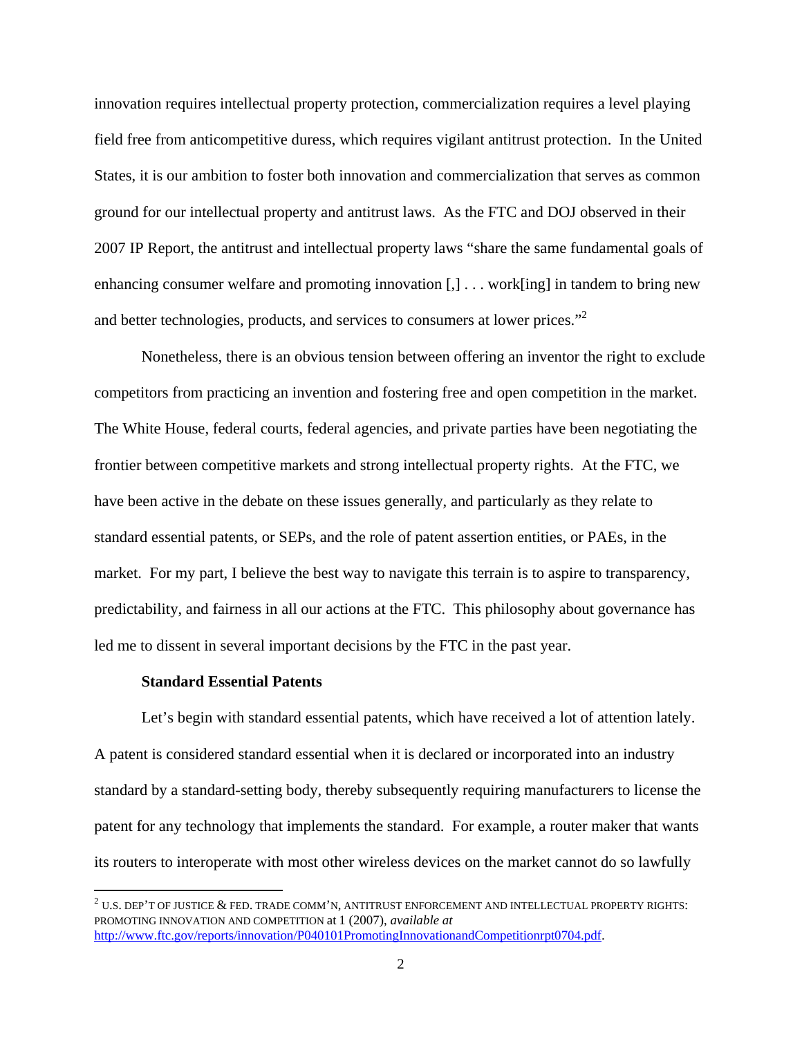innovation requires intellectual property protection, commercialization requires a level playing field free from anticompetitive duress, which requires vigilant antitrust protection. In the United States, it is our ambition to foster both innovation and commercialization that serves as common ground for our intellectual property and antitrust laws. As the FTC and DOJ observed in their 2007 IP Report, the antitrust and intellectual property laws "share the same fundamental goals of enhancing consumer welfare and promoting innovation [,] . . . work[ing] in tandem to bring new and better technologies, products, and services to consumers at lower prices."[2]

Nonetheless, there is an obvious tension between offering an inventor the right to exclude competitors from practicing an invention and fostering free and open competition in the market. The White House, federal courts, federal agencies, and private parties have been negotiating the frontier between competitive markets and strong intellectual property rights. At the FTC, we have been active in the debate on these issues generally, and particularly as they relate to standard essential patents, or SEPs, and the role of patent assertion entities, or PAEs, in the market. For my part, I believe the best way to navigate this terrain is to aspire to transparency, predictability, and fairness in all our actions at the FTC. This philosophy about governance has led me to dissent in several important decisions by the FTC in the past year.

**Standard Essential Patents**

Let's begin with standard essential patents, which have received a lot of attention lately. A patent is considered standard essential when it is declared or incorporated into an industry standard by a standard-setting body, thereby subsequently requiring manufacturers to license the patent for any technology that implements the standard. For example, a router maker that wants its routers to interoperate with most other wireless devices on the market cannot do so lawfully

---

[2] U.S. DEP'T OF JUSTICE & FED. TRADE COMM'N, ANTITRUST ENFORCEMENT AND INTELLECTUAL PROPERTY RIGHTS: PROMOTING INNOVATION AND COMPETITION at 1 (2007), *available at* http://www.ftc.gov/reports/innovation/P040101PromotingInnovationandCompetitionrpt0704.pdf.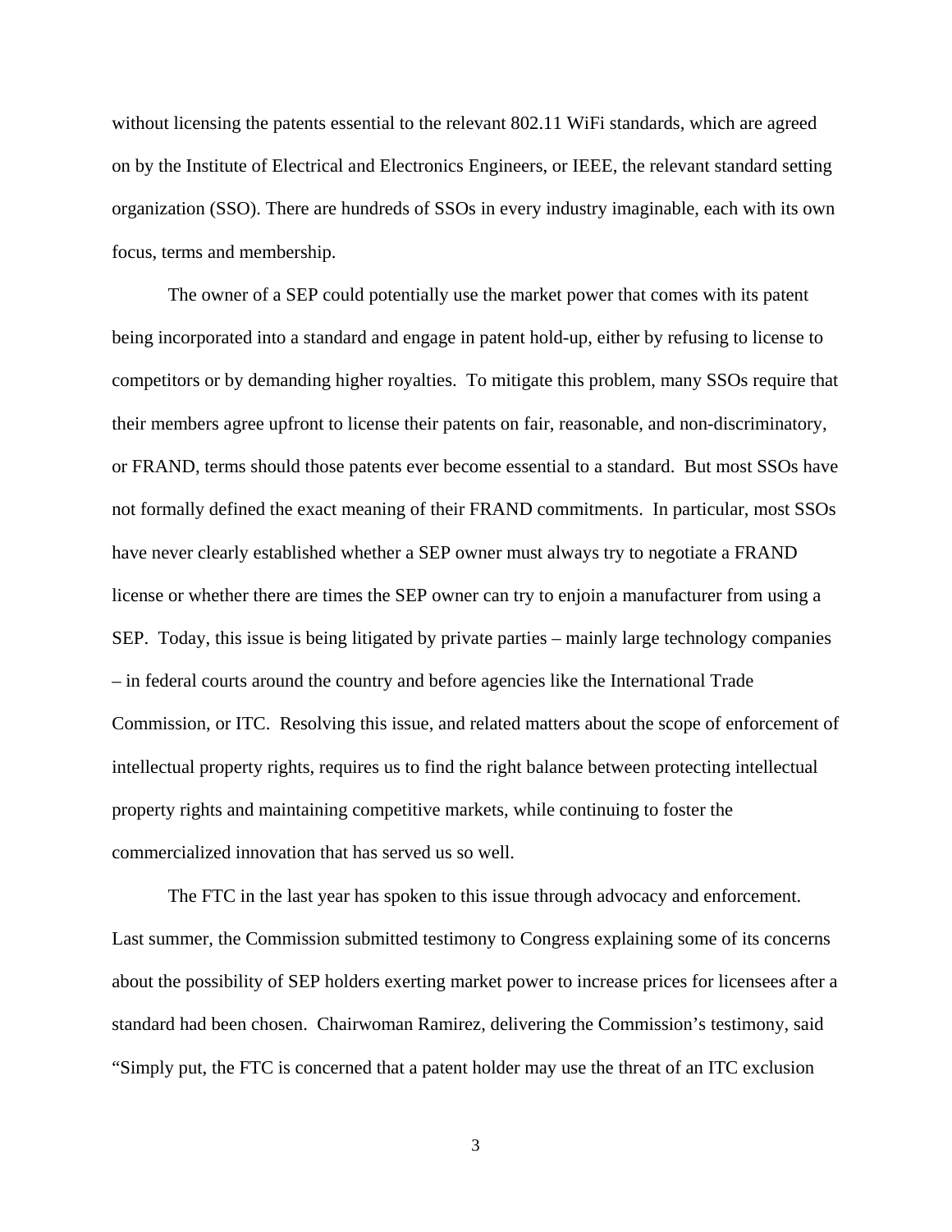without licensing the patents essential to the relevant 802.11 WiFi standards, which are agreed on by the Institute of Electrical and Electronics Engineers, or IEEE, the relevant standard setting organization (SSO). There are hundreds of SSOs in every industry imaginable, each with its own focus, terms and membership.

The owner of a SEP could potentially use the market power that comes with its patent being incorporated into a standard and engage in patent hold-up, either by refusing to license to competitors or by demanding higher royalties. To mitigate this problem, many SSOs require that their members agree upfront to license their patents on fair, reasonable, and non-discriminatory, or FRAND, terms should those patents ever become essential to a standard. But most SSOs have not formally defined the exact meaning of their FRAND commitments. In particular, most SSOs have never clearly established whether a SEP owner must always try to negotiate a FRAND license or whether there are times the SEP owner can try to enjoin a manufacturer from using a SEP. Today, this issue is being litigated by private parties – mainly large technology companies – in federal courts around the country and before agencies like the International Trade Commission, or ITC. Resolving this issue, and related matters about the scope of enforcement of intellectual property rights, requires us to find the right balance between protecting intellectual property rights and maintaining competitive markets, while continuing to foster the commercialized innovation that has served us so well.

The FTC in the last year has spoken to this issue through advocacy and enforcement. Last summer, the Commission submitted testimony to Congress explaining some of its concerns about the possibility of SEP holders exerting market power to increase prices for licensees after a standard had been chosen. Chairwoman Ramirez, delivering the Commission's testimony, said "Simply put, the FTC is concerned that a patent holder may use the threat of an ITC exclusion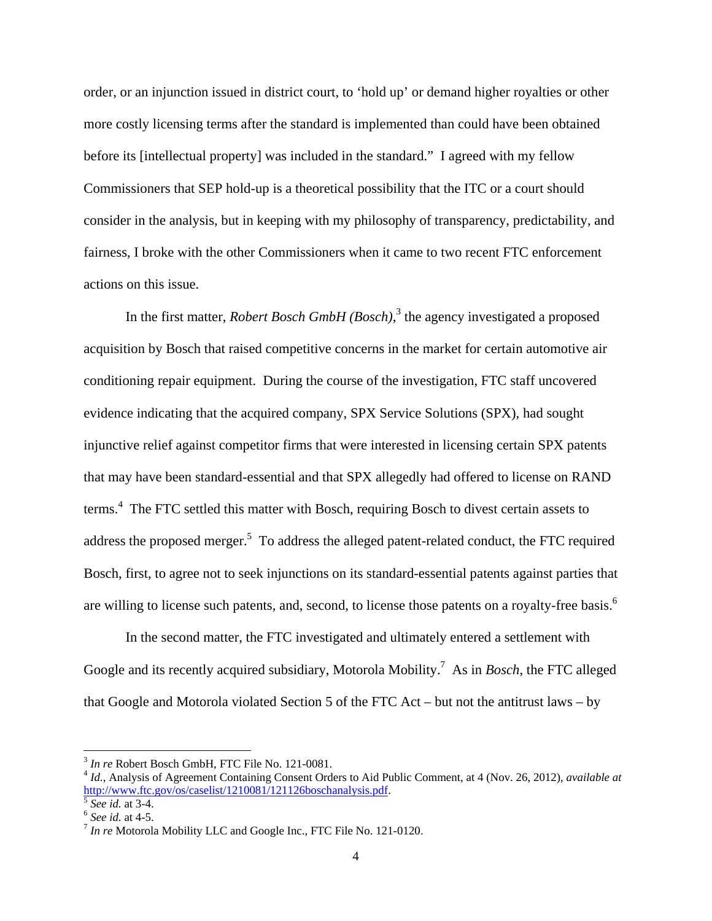order, or an injunction issued in district court, to 'hold up' or demand higher royalties or other more costly licensing terms after the standard is implemented than could have been obtained before its [intellectual property] was included in the standard." I agreed with my fellow Commissioners that SEP hold-up is a theoretical possibility that the ITC or a court should consider in the analysis, but in keeping with my philosophy of transparency, predictability, and fairness, I broke with the other Commissioners when it came to two recent FTC enforcement actions on this issue.

In the first matter, *Robert Bosch GmbH (Bosch)*,[3] the agency investigated a proposed acquisition by Bosch that raised competitive concerns in the market for certain automotive air conditioning repair equipment. During the course of the investigation, FTC staff uncovered evidence indicating that the acquired company, SPX Service Solutions (SPX), had sought injunctive relief against competitor firms that were interested in licensing certain SPX patents that may have been standard-essential and that SPX allegedly had offered to license on RAND terms.[4] The FTC settled this matter with Bosch, requiring Bosch to divest certain assets to address the proposed merger.[5] To address the alleged patent-related conduct, the FTC required Bosch, first, to agree not to seek injunctions on its standard-essential patents against parties that are willing to license such patents, and, second, to license those patents on a royalty-free basis.[6]

In the second matter, the FTC investigated and ultimately entered a settlement with Google and its recently acquired subsidiary, Motorola Mobility.[7] As in *Bosch*, the FTC alleged that Google and Motorola violated Section 5 of the FTC Act – but not the antitrust laws – by

---

[3] *In re* Robert Bosch GmbH, FTC File No. 121-0081.

[4] *Id.*, Analysis of Agreement Containing Consent Orders to Aid Public Comment, at 4 (Nov. 26, 2012), *available at* http://www.ftc.gov/os/caselist/1210081/121126boschanalysis.pdf.

[5] *See id.* at 3-4.

[6] *See id.* at 4-5.

[7] *In re* Motorola Mobility LLC and Google Inc., FTC File No. 121-0120.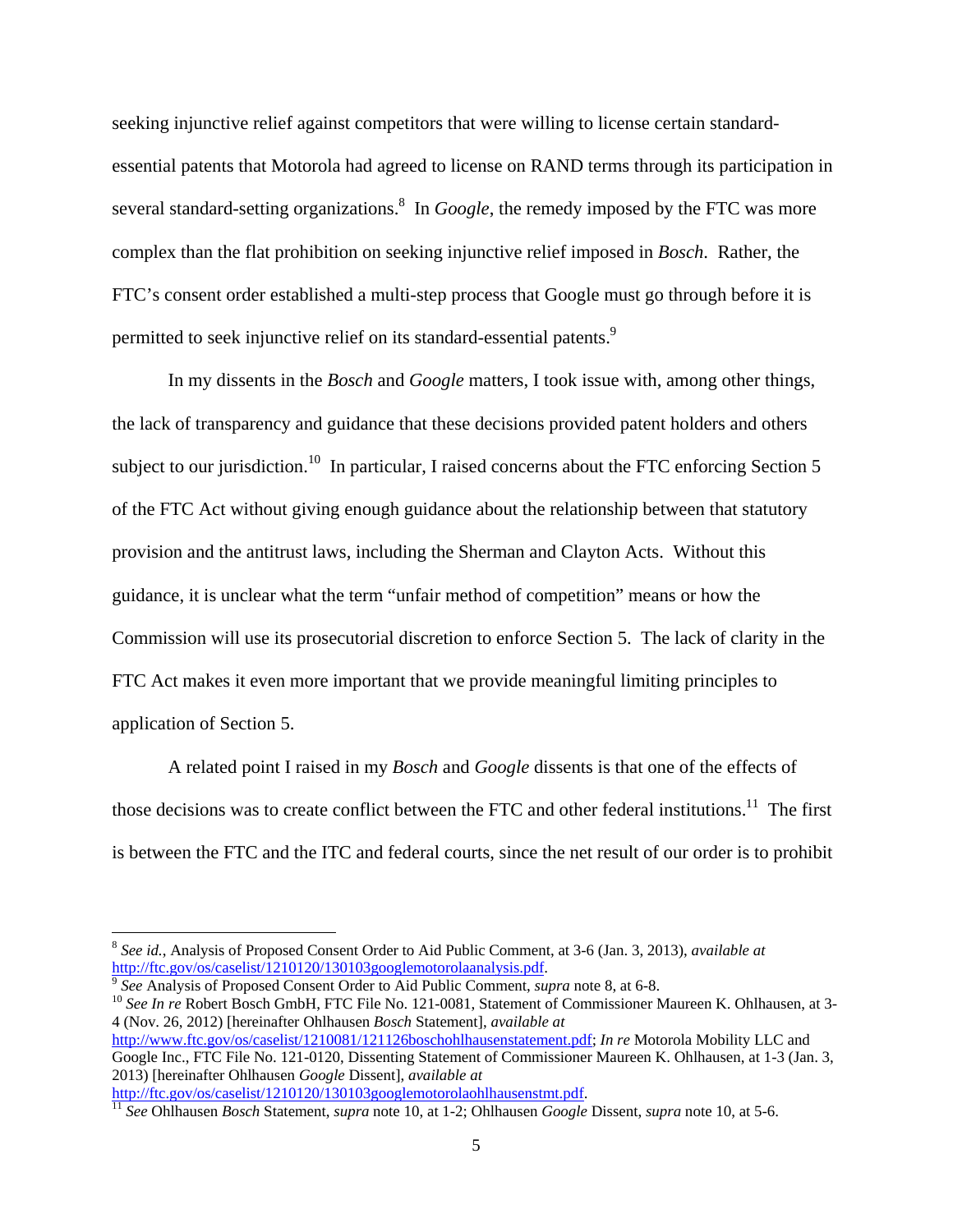seeking injunctive relief against competitors that were willing to license certain standard-essential patents that Motorola had agreed to license on RAND terms through its participation in several standard-setting organizations.[8] In *Google*, the remedy imposed by the FTC was more complex than the flat prohibition on seeking injunctive relief imposed in *Bosch*. Rather, the FTC's consent order established a multi-step process that Google must go through before it is permitted to seek injunctive relief on its standard-essential patents.[9]

In my dissents in the *Bosch* and *Google* matters, I took issue with, among other things, the lack of transparency and guidance that these decisions provided patent holders and others subject to our jurisdiction.[10] In particular, I raised concerns about the FTC enforcing Section 5 of the FTC Act without giving enough guidance about the relationship between that statutory provision and the antitrust laws, including the Sherman and Clayton Acts. Without this guidance, it is unclear what the term "unfair method of competition" means or how the Commission will use its prosecutorial discretion to enforce Section 5. The lack of clarity in the FTC Act makes it even more important that we provide meaningful limiting principles to application of Section 5.

A related point I raised in my *Bosch* and *Google* dissents is that one of the effects of those decisions was to create conflict between the FTC and other federal institutions.[11] The first is between the FTC and the ITC and federal courts, since the net result of our order is to prohibit

---

[8] *See id.*, Analysis of Proposed Consent Order to Aid Public Comment, at 3-6 (Jan. 3, 2013), *available at* http://ftc.gov/os/caselist/1210120/130103googlemotorolaanalysis.pdf.

[9] *See* Analysis of Proposed Consent Order to Aid Public Comment, *supra* note 8, at 6-8.

[10] *See In re* Robert Bosch GmbH, FTC File No. 121-0081, Statement of Commissioner Maureen K. Ohlhausen, at 3-4 (Nov. 26, 2012) [hereinafter Ohlhausen *Bosch* Statement], *available at* http://www.ftc.gov/os/caselist/1210081/121126boschohlhausenstatement.pdf; *In re* Motorola Mobility LLC and Google Inc., FTC File No. 121-0120, Dissenting Statement of Commissioner Maureen K. Ohlhausen, at 1-3 (Jan. 3, 2013) [hereinafter Ohlhausen *Google* Dissent], *available at* http://ftc.gov/os/caselist/1210120/130103googlemotorolaohlhausenstmt.pdf.

[11] *See* Ohlhausen *Bosch* Statement, *supra* note 10, at 1-2; Ohlhausen *Google* Dissent, *supra* note 10, at 5-6.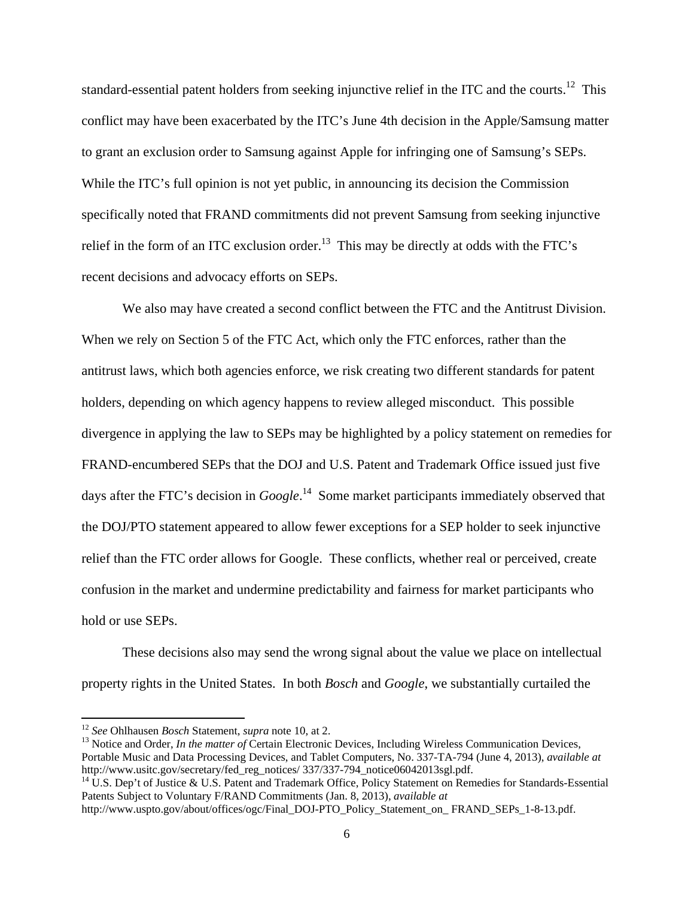standard-essential patent holders from seeking injunctive relief in the ITC and the courts.[12] This conflict may have been exacerbated by the ITC's June 4th decision in the Apple/Samsung matter to grant an exclusion order to Samsung against Apple for infringing one of Samsung's SEPs. While the ITC's full opinion is not yet public, in announcing its decision the Commission specifically noted that FRAND commitments did not prevent Samsung from seeking injunctive relief in the form of an ITC exclusion order.[13] This may be directly at odds with the FTC's recent decisions and advocacy efforts on SEPs.

We also may have created a second conflict between the FTC and the Antitrust Division. When we rely on Section 5 of the FTC Act, which only the FTC enforces, rather than the antitrust laws, which both agencies enforce, we risk creating two different standards for patent holders, depending on which agency happens to review alleged misconduct. This possible divergence in applying the law to SEPs may be highlighted by a policy statement on remedies for FRAND-encumbered SEPs that the DOJ and U.S. Patent and Trademark Office issued just five days after the FTC's decision in *Google*.[14] Some market participants immediately observed that the DOJ/PTO statement appeared to allow fewer exceptions for a SEP holder to seek injunctive relief than the FTC order allows for Google. These conflicts, whether real or perceived, create confusion in the market and undermine predictability and fairness for market participants who hold or use SEPs.

These decisions also may send the wrong signal about the value we place on intellectual property rights in the United States. In both *Bosch* and *Google*, we substantially curtailed the

---

[12] *See* Ohlhausen *Bosch* Statement, *supra* note 10, at 2.

[13] Notice and Order, *In the matter of* Certain Electronic Devices, Including Wireless Communication Devices, Portable Music and Data Processing Devices, and Tablet Computers, No. 337-TA-794 (June 4, 2013), *available at* http://www.usitc.gov/secretary/fed_reg_notices/ 337/337-794_notice06042013sgl.pdf.

[14] U.S. Dep't of Justice & U.S. Patent and Trademark Office, Policy Statement on Remedies for Standards-Essential Patents Subject to Voluntary F/RAND Commitments (Jan. 8, 2013), *available at* http://www.uspto.gov/about/offices/ogc/Final_DOJ-PTO_Policy_Statement_on_ FRAND_SEPs_1-8-13.pdf.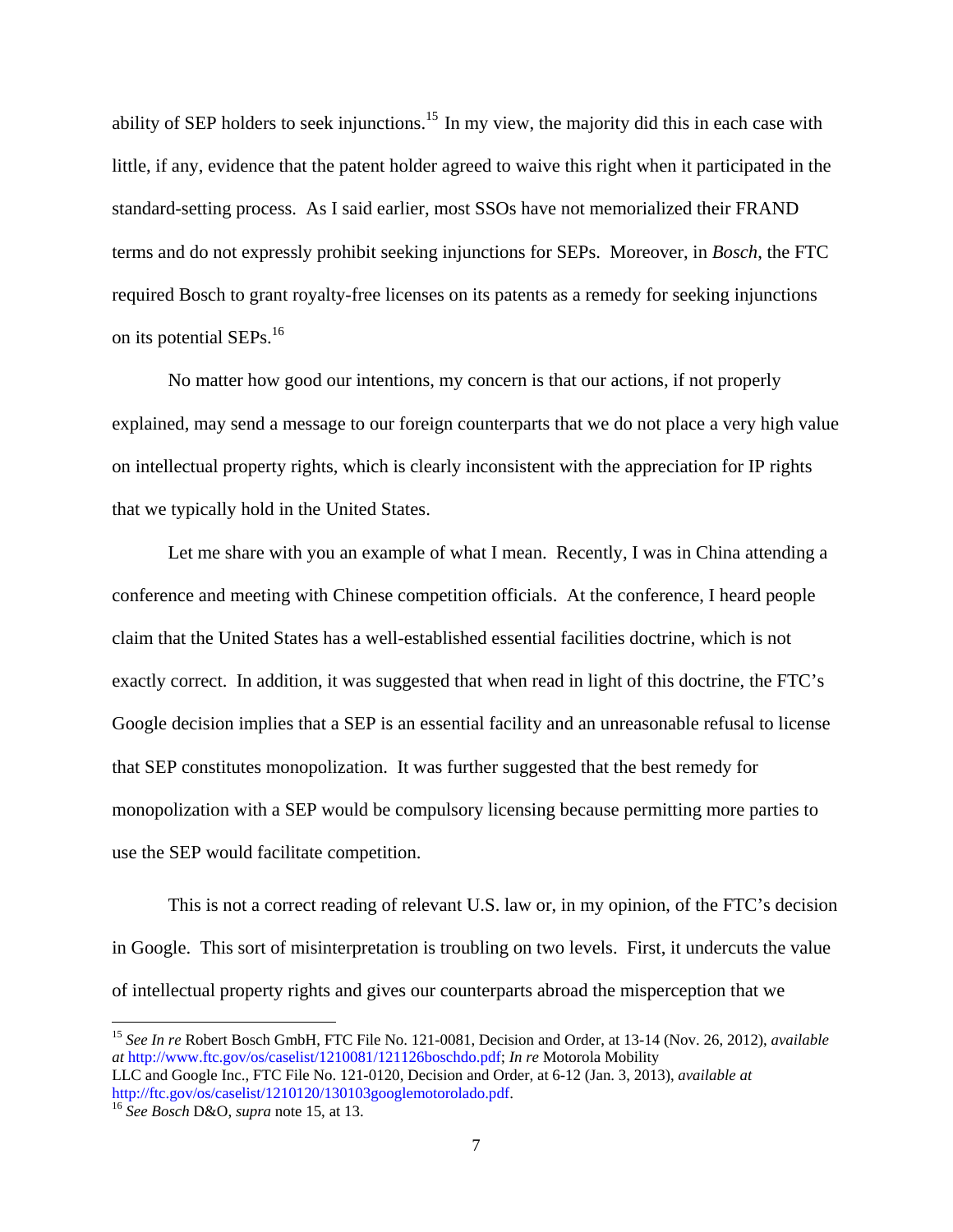ability of SEP holders to seek injunctions.[15] In my view, the majority did this in each case with little, if any, evidence that the patent holder agreed to waive this right when it participated in the standard-setting process. As I said earlier, most SSOs have not memorialized their FRAND terms and do not expressly prohibit seeking injunctions for SEPs. Moreover, in *Bosch*, the FTC required Bosch to grant royalty-free licenses on its patents as a remedy for seeking injunctions on its potential SEPs.[16]

No matter how good our intentions, my concern is that our actions, if not properly explained, may send a message to our foreign counterparts that we do not place a very high value on intellectual property rights, which is clearly inconsistent with the appreciation for IP rights that we typically hold in the United States.

Let me share with you an example of what I mean. Recently, I was in China attending a conference and meeting with Chinese competition officials. At the conference, I heard people claim that the United States has a well-established essential facilities doctrine, which is not exactly correct. In addition, it was suggested that when read in light of this doctrine, the FTC's Google decision implies that a SEP is an essential facility and an unreasonable refusal to license that SEP constitutes monopolization. It was further suggested that the best remedy for monopolization with a SEP would be compulsory licensing because permitting more parties to use the SEP would facilitate competition.

This is not a correct reading of relevant U.S. law or, in my opinion, of the FTC's decision in Google. This sort of misinterpretation is troubling on two levels. First, it undercuts the value of intellectual property rights and gives our counterparts abroad the misperception that we

---

[15] *See In re* Robert Bosch GmbH, FTC File No. 121-0081, Decision and Order, at 13-14 (Nov. 26, 2012), *available at* http://www.ftc.gov/os/caselist/1210081/121126boschdo.pdf; *In re* Motorola Mobility LLC and Google Inc., FTC File No. 121-0120, Decision and Order, at 6-12 (Jan. 3, 2013), *available at* http://ftc.gov/os/caselist/1210120/130103googlemotorolado.pdf.

[16] *See Bosch* D&O, *supra* note 15, at 13.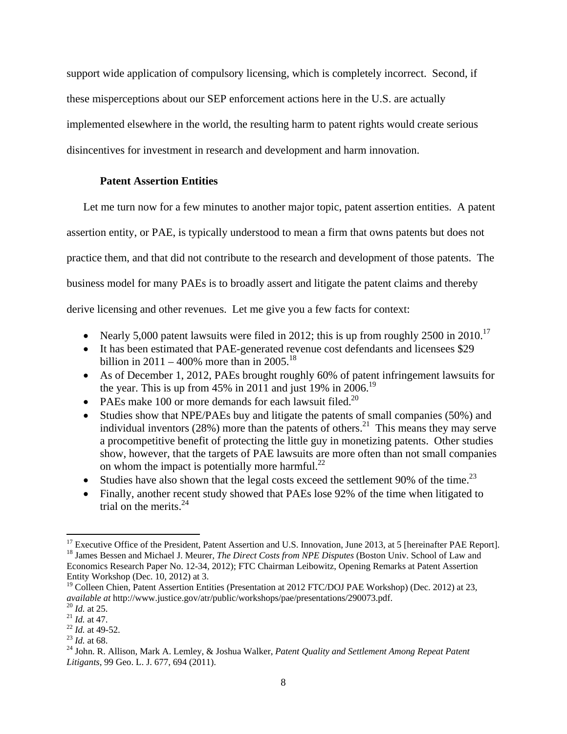support wide application of compulsory licensing, which is completely incorrect. Second, if these misperceptions about our SEP enforcement actions here in the U.S. are actually implemented elsewhere in the world, the resulting harm to patent rights would create serious disincentives for investment in research and development and harm innovation.

**Patent Assertion Entities**

Let me turn now for a few minutes to another major topic, patent assertion entities. A patent assertion entity, or PAE, is typically understood to mean a firm that owns patents but does not practice them, and that did not contribute to the research and development of those patents. The business model for many PAEs is to broadly assert and litigate the patent claims and thereby derive licensing and other revenues. Let me give you a few facts for context:

- Nearly 5,000 patent lawsuits were filed in 2012; this is up from roughly 2500 in 2010.[17]
- It has been estimated that PAE-generated revenue cost defendants and licensees $29 billion in 2011 – 400% more than in 2005.[18]
- As of December 1, 2012, PAEs brought roughly 60% of patent infringement lawsuits for the year. This is up from 45% in 2011 and just 19% in 2006.[19]
- PAEs make 100 or more demands for each lawsuit filed.[20]
- Studies show that NPE/PAEs buy and litigate the patents of small companies (50%) and individual inventors (28%) more than the patents of others.[21] This means they may serve a procompetitive benefit of protecting the little guy in monetizing patents. Other studies show, however, that the targets of PAE lawsuits are more often than not small companies on whom the impact is potentially more harmful.[22]
- Studies have also shown that the legal costs exceed the settlement 90% of the time.[23]
- Finally, another recent study showed that PAEs lose 92% of the time when litigated to trial on the merits.[24]

---

[17] Executive Office of the President, Patent Assertion and U.S. Innovation, June 2013, at 5 [hereinafter PAE Report].

[18] James Bessen and Michael J. Meurer, *The Direct Costs from NPE Disputes* (Boston Univ. School of Law and Economics Research Paper No. 12-34, 2012); FTC Chairman Leibowitz, Opening Remarks at Patent Assertion Entity Workshop (Dec. 10, 2012) at 3.

[19] Colleen Chien, Patent Assertion Entities (Presentation at 2012 FTC/DOJ PAE Workshop) (Dec. 2012) at 23, *available at* http://www.justice.gov/atr/public/workshops/pae/presentations/290073.pdf.

[20] *Id.* at 25.

[21] *Id.* at 47.

[22] *Id.* at 49-52.

[23] *Id.* at 68.

[24] John. R. Allison, Mark A. Lemley, & Joshua Walker, *Patent Quality and Settlement Among Repeat Patent Litigants*, 99 Geo. L. J. 677, 694 (2011).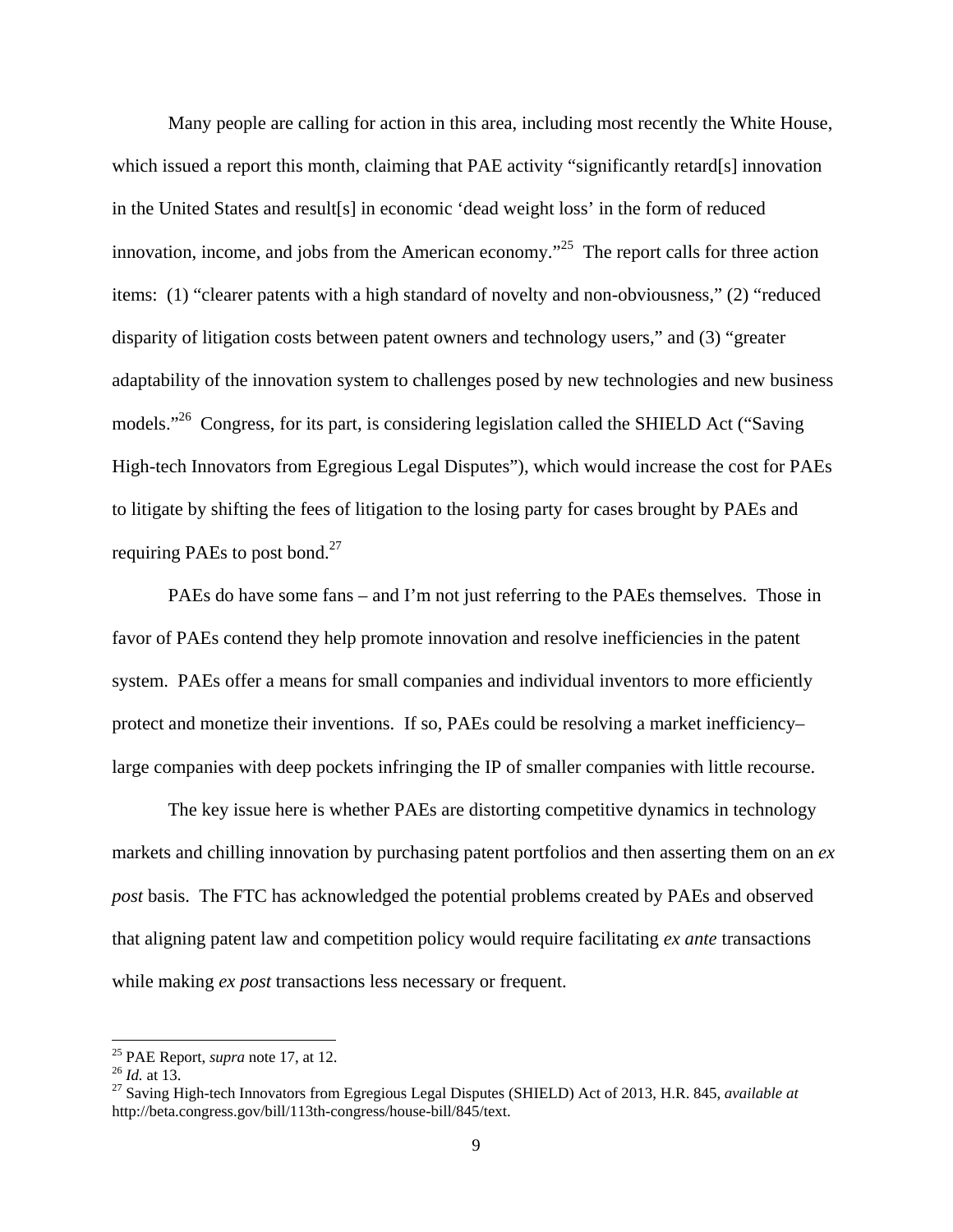Many people are calling for action in this area, including most recently the White House, which issued a report this month, claiming that PAE activity "significantly retard[s] innovation in the United States and result[s] in economic 'dead weight loss' in the form of reduced innovation, income, and jobs from the American economy."[25] The report calls for three action items: (1) "clearer patents with a high standard of novelty and non-obviousness," (2) "reduced disparity of litigation costs between patent owners and technology users," and (3) "greater adaptability of the innovation system to challenges posed by new technologies and new business models."[26] Congress, for its part, is considering legislation called the SHIELD Act ("Saving High-tech Innovators from Egregious Legal Disputes"), which would increase the cost for PAEs to litigate by shifting the fees of litigation to the losing party for cases brought by PAEs and requiring PAEs to post bond.[27]

PAEs do have some fans – and I'm not just referring to the PAEs themselves. Those in favor of PAEs contend they help promote innovation and resolve inefficiencies in the patent system. PAEs offer a means for small companies and individual inventors to more efficiently protect and monetize their inventions. If so, PAEs could be resolving a market inefficiency– large companies with deep pockets infringing the IP of smaller companies with little recourse.

The key issue here is whether PAEs are distorting competitive dynamics in technology markets and chilling innovation by purchasing patent portfolios and then asserting them on an *ex post* basis. The FTC has acknowledged the potential problems created by PAEs and observed that aligning patent law and competition policy would require facilitating *ex ante* transactions while making *ex post* transactions less necessary or frequent.

---

[25] PAE Report, *supra* note 17, at 12.

[26] *Id.* at 13.

[27] Saving High-tech Innovators from Egregious Legal Disputes (SHIELD) Act of 2013, H.R. 845, *available at* http://beta.congress.gov/bill/113th-congress/house-bill/845/text.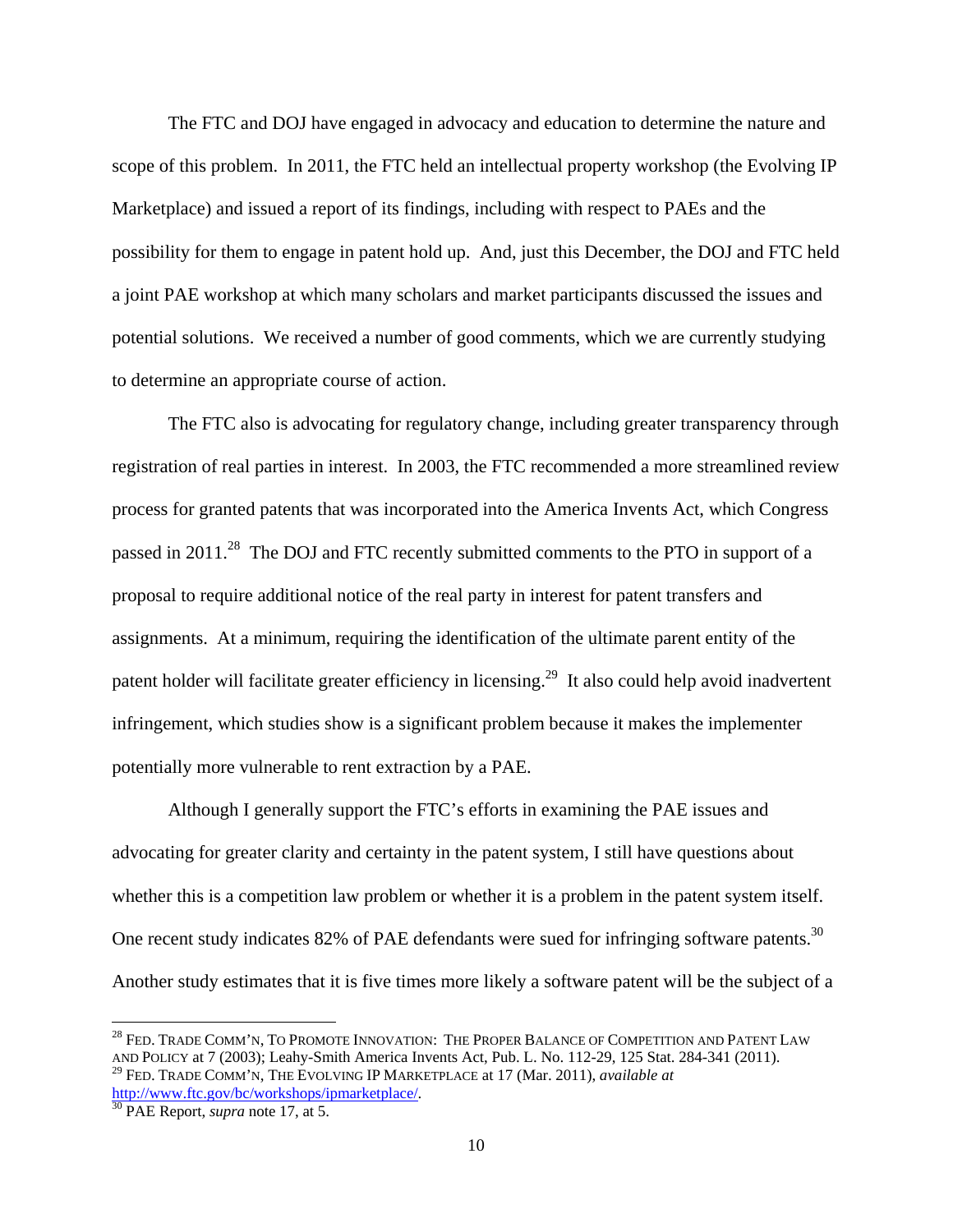The FTC and DOJ have engaged in advocacy and education to determine the nature and scope of this problem. In 2011, the FTC held an intellectual property workshop (the Evolving IP Marketplace) and issued a report of its findings, including with respect to PAEs and the possibility for them to engage in patent hold up. And, just this December, the DOJ and FTC held a joint PAE workshop at which many scholars and market participants discussed the issues and potential solutions. We received a number of good comments, which we are currently studying to determine an appropriate course of action.

The FTC also is advocating for regulatory change, including greater transparency through registration of real parties in interest. In 2003, the FTC recommended a more streamlined review process for granted patents that was incorporated into the America Invents Act, which Congress passed in 2011.[28] The DOJ and FTC recently submitted comments to the PTO in support of a proposal to require additional notice of the real party in interest for patent transfers and assignments. At a minimum, requiring the identification of the ultimate parent entity of the patent holder will facilitate greater efficiency in licensing.[29] It also could help avoid inadvertent infringement, which studies show is a significant problem because it makes the implementer potentially more vulnerable to rent extraction by a PAE.

Although I generally support the FTC's efforts in examining the PAE issues and advocating for greater clarity and certainty in the patent system, I still have questions about whether this is a competition law problem or whether it is a problem in the patent system itself. One recent study indicates 82% of PAE defendants were sued for infringing software patents.[30] Another study estimates that it is five times more likely a software patent will be the subject of a

---

[28] FED. TRADE COMM'N, TO PROMOTE INNOVATION: THE PROPER BALANCE OF COMPETITION AND PATENT LAW AND POLICY at 7 (2003); Leahy-Smith America Invents Act, Pub. L. No. 112-29, 125 Stat. 284-341 (2011).

[29] FED. TRADE COMM'N, THE EVOLVING IP MARKETPLACE at 17 (Mar. 2011), *available at* http://www.ftc.gov/bc/workshops/ipmarketplace/.

[30] PAE Report, *supra* note 17, at 5.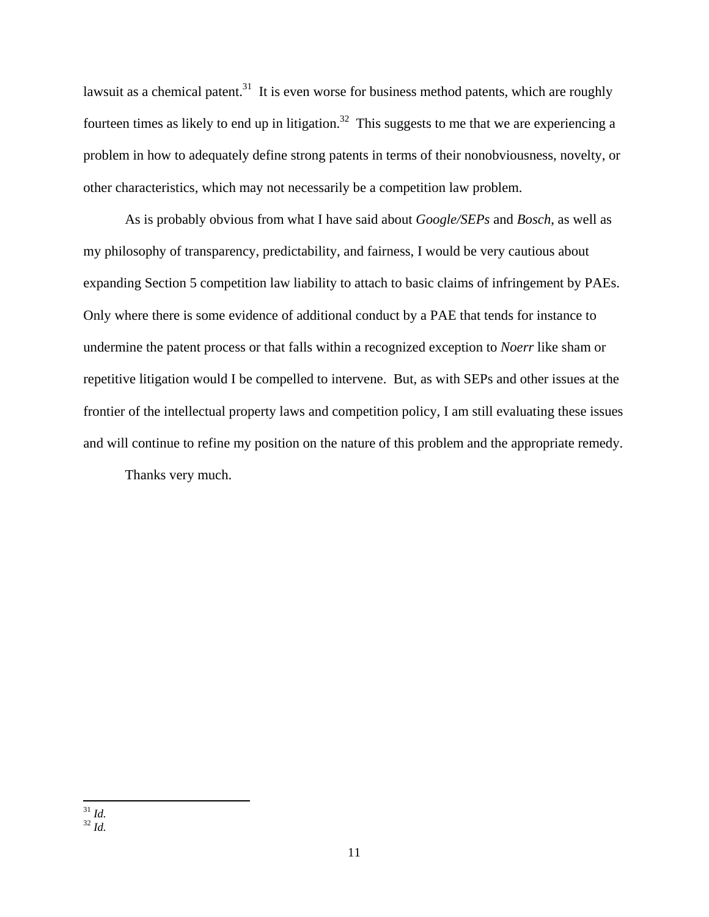lawsuit as a chemical patent.[31] It is even worse for business method patents, which are roughly fourteen times as likely to end up in litigation.[32] This suggests to me that we are experiencing a problem in how to adequately define strong patents in terms of their nonobviousness, novelty, or other characteristics, which may not necessarily be a competition law problem.

As is probably obvious from what I have said about *Google/SEPs* and *Bosch*, as well as my philosophy of transparency, predictability, and fairness, I would be very cautious about expanding Section 5 competition law liability to attach to basic claims of infringement by PAEs. Only where there is some evidence of additional conduct by a PAE that tends for instance to undermine the patent process or that falls within a recognized exception to *Noerr* like sham or repetitive litigation would I be compelled to intervene. But, as with SEPs and other issues at the frontier of the intellectual property laws and competition policy, I am still evaluating these issues and will continue to refine my position on the nature of this problem and the appropriate remedy.

Thanks very much.

---

[31] *Id.*

[32] *Id.*